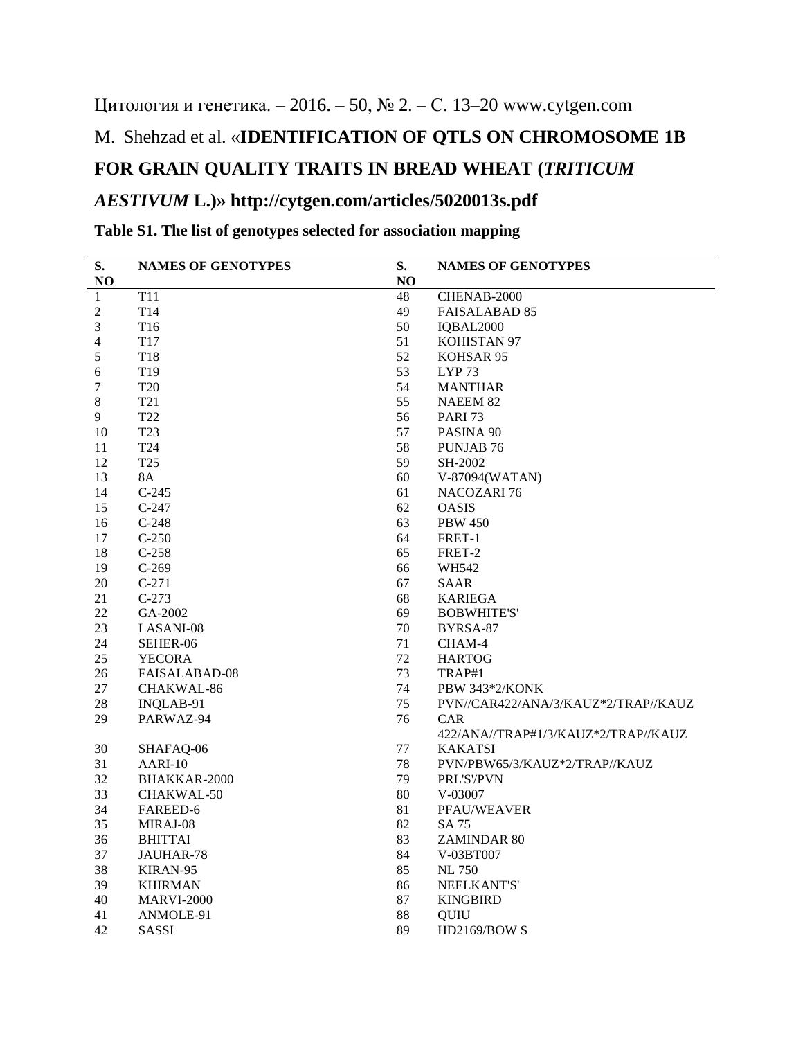Цитология и генетика. – 2016. – 50, № 2. – С. 13–20 www.cytgen.com

M. Shehzad et al. «**IDENTIFICATION OF QTLS ON CHROMOSOME 1B FOR GRAIN QUALITY TRAITS IN BREAD WHEAT (*TRITICUM AESTIVUM* L.)» http://cytgen.com/articles/5020013s.pdf**

**Table S1. The list of genotypes selected for association mapping**

| S. NO | NAMES OF GENOTYPES | S. NO | NAMES OF GENOTYPES |
|---|---|---|---|
| 1 | T11 | 48 | CHENAB-2000 |
| 2 | T14 | 49 | FAISALABAD 85 |
| 3 | T16 | 50 | IQBAL2000 |
| 4 | T17 | 51 | KOHISTAN 97 |
| 5 | T18 | 52 | KOHSAR 95 |
| 6 | T19 | 53 | LYP 73 |
| 7 | T20 | 54 | MANTHAR |
| 8 | T21 | 55 | NAEEM 82 |
| 9 | T22 | 56 | PARI 73 |
| 10 | T23 | 57 | PASINA 90 |
| 11 | T24 | 58 | PUNJAB 76 |
| 12 | T25 | 59 | SH-2002 |
| 13 | 8A | 60 | V-87094(WATAN) |
| 14 | C-245 | 61 | NACOZARI 76 |
| 15 | C-247 | 62 | OASIS |
| 16 | C-248 | 63 | PBW 450 |
| 17 | C-250 | 64 | FRET-1 |
| 18 | C-258 | 65 | FRET-2 |
| 19 | C-269 | 66 | WH542 |
| 20 | C-271 | 67 | SAAR |
| 21 | C-273 | 68 | KARIEGA |
| 22 | GA-2002 | 69 | BOBWHITE'S' |
| 23 | LASANI-08 | 70 | BYRSA-87 |
| 24 | SEHER-06 | 71 | CHAM-4 |
| 25 | YECORA | 72 | HARTOG |
| 26 | FAISALABAD-08 | 73 | TRAP#1 |
| 27 | CHAKWAL-86 | 74 | PBW 343*2/KONK |
| 28 | INQLAB-91 | 75 | PVN//CAR422/ANA/3/KAUZ*2/TRAP//KAUZ |
| 29 | PARWAZ-94 | 76 | CAR 422/ANA//TRAP#1/3/KAUZ*2/TRAP//KAUZ |
| 30 | SHAFAQ-06 | 77 | KAKATSI |
| 31 | AARI-10 | 78 | PVN/PBW65/3/KAUZ*2/TRAP//KAUZ |
| 32 | BHAKKAR-2000 | 79 | PRL'S'/PVN |
| 33 | CHAKWAL-50 | 80 | V-03007 |
| 34 | FAREED-6 | 81 | PFAU/WEAVER |
| 35 | MIRAJ-08 | 82 | SA 75 |
| 36 | BHITTAI | 83 | ZAMINDAR 80 |
| 37 | JAUHAR-78 | 84 | V-03BT007 |
| 38 | KIRAN-95 | 85 | NL 750 |
| 39 | KHIRMAN | 86 | NEELKANT'S' |
| 40 | MARVI-2000 | 87 | KINGBIRD |
| 41 | ANMOLE-91 | 88 | QUIU |
| 42 | SASSI | 89 | HD2169/BOW S |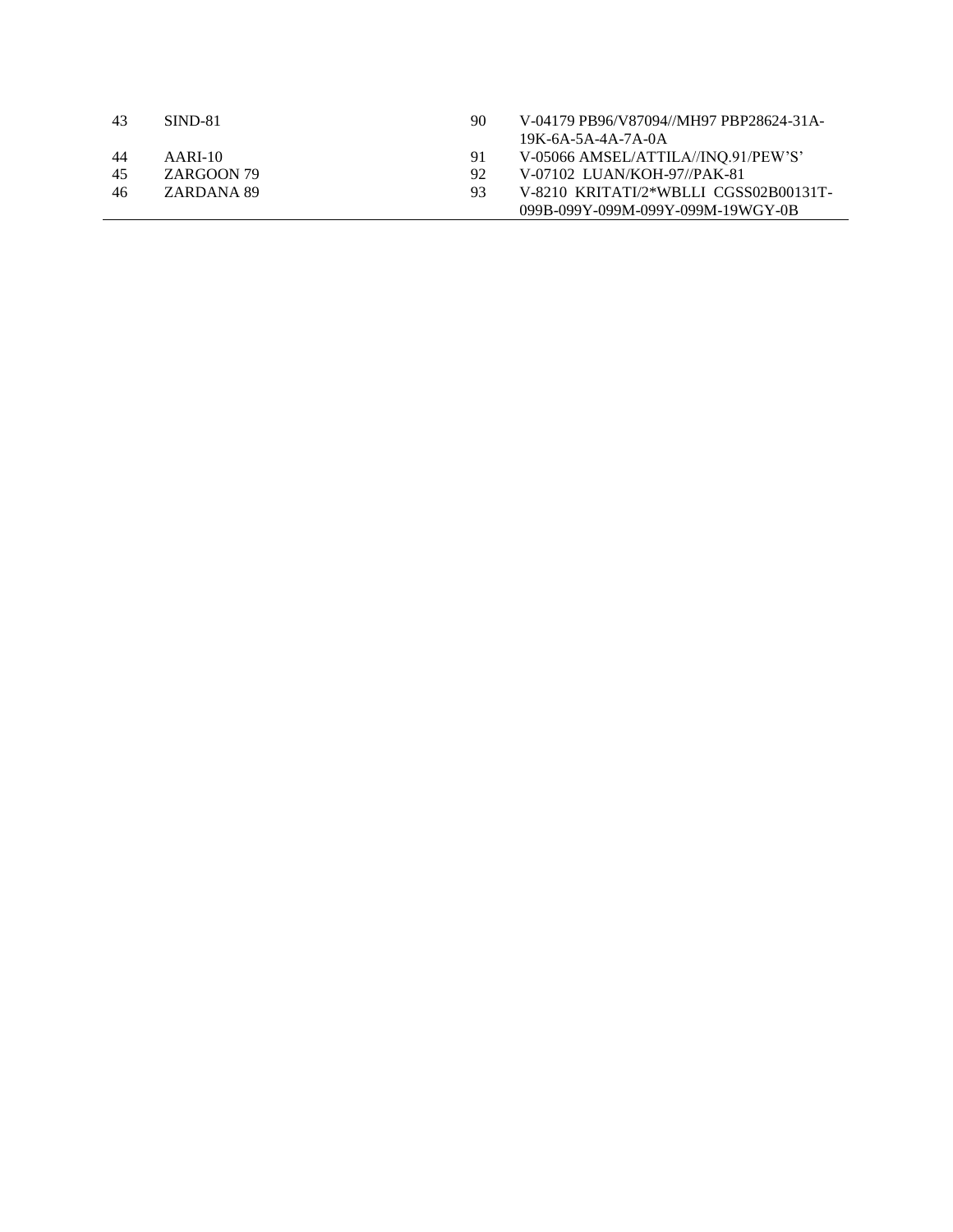| | | | |
|---|---|---|---|
| 43 | SIND-81 | 90 | V-04179 PB96/V87094//MH97 PBP28624-31A-19K-6A-5A-4A-7A-0A |
| 44 | AARI-10 | 91 | V-05066 AMSEL/ATTILA//INQ.91/PEW'S' |
| 45 | ZARGOON 79 | 92 | V-07102 LUAN/KOH-97//PAK-81 |
| 46 | ZARDANA 89 | 93 | V-8210 KRITATI/2*WBLLI CGSS02B00131T-099B-099Y-099M-099Y-099M-19WGY-0B |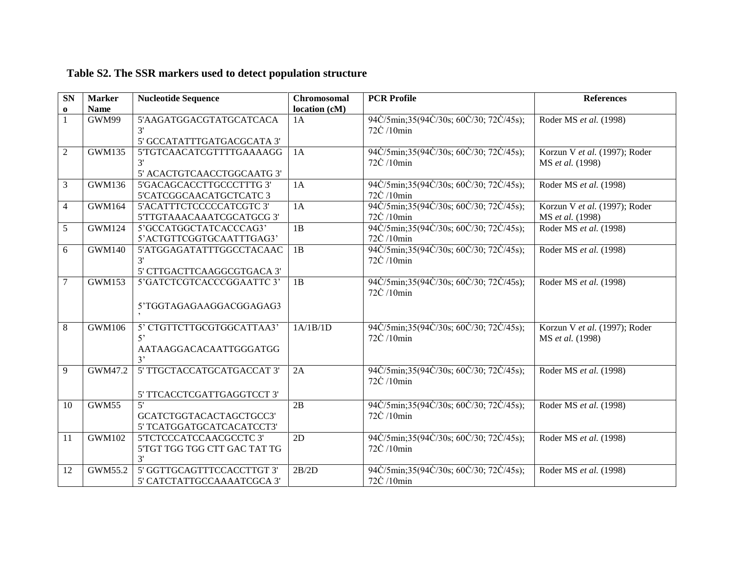**Table S2. The SSR markers used to detect population structure**

| SN o | Marker Name | Nucleotide Sequence | Chromosomal location (cM) | PCR Profile | References |
|---|---|---|---|---|---|
| 1 | GWM99 | 5'AAGATGGACGTATGCATCACA 3'<br>5' GCCATATTTGATGACGCATA 3' | 1A | 94Ċ/5min;35(94Ċ/30s; 60Ċ/30; 72Ċ/45s); 72Ċ /10min | Roder MS *et al.* (1998) |
| 2 | GWM135 | 5'TGTCAACATCGTTTTGAAAAGG 3'<br>5' ACACTGTCAACCTGGCAATG 3' | 1A | 94Ċ/5min;35(94Ċ/30s; 60Ċ/30; 72Ċ/45s); 72Ċ /10min | Korzun V *et al.* (1997); Roder MS *et al.* (1998) |
| 3 | GWM136 | 5'GACAGCACCTTGCCCTTTG 3'<br>5'CATCGGCAACATGCTCATC 3 | 1A | 94Ċ/5min;35(94Ċ/30s; 60Ċ/30; 72Ċ/45s); 72Ċ /10min | Roder MS *et al.* (1998) |
| 4 | GWM164 | 5'ACATTTCTCCCCCATCGTC 3'<br>5'TTGTAAACAAATCGCATGCG 3' | 1A | 94Ċ/5min;35(94Ċ/30s; 60Ċ/30; 72Ċ/45s); 72Ċ /10min | Korzun V *et al.* (1997); Roder MS *et al.* (1998) |
| 5 | GWM124 | 5'GCCATGGCTATCACCCAG3'<br>5'ACTGTTCGGTGCAATTTGAG3' | 1B | 94Ċ/5min;35(94Ċ/30s; 60Ċ/30; 72Ċ/45s); 72Ċ /10min | Roder MS *et al.* (1998) |
| 6 | GWM140 | 5'ATGGAGATATTTGGCCTACAAC 3'<br>5' CTTGACTTCAAGGCGTGACA 3' | 1B | 94Ċ/5min;35(94Ċ/30s; 60Ċ/30; 72Ċ/45s); 72Ċ /10min | Roder MS *et al.* (1998) |
| 7 | GWM153 | 5'GATCTCGTCACCCGGAATTC 3'<br>5'TGGTAGAGAAGGACGGAGAG3' | 1B | 94Ċ/5min;35(94Ċ/30s; 60Ċ/30; 72Ċ/45s); 72Ċ /10min | Roder MS *et al.* (1998) |
| 8 | GWM106 | 5' CTGTTCTTGCGTGGCATTAA3'<br>5' AATAAGGACACAATTGGGATGG 3' | 1A/1B/1D | 94Ċ/5min;35(94Ċ/30s; 60Ċ/30; 72Ċ/45s); 72Ċ /10min | Korzun V *et al.* (1997); Roder MS *et al.* (1998) |
| 9 | GWM47.2 | 5' TTGCTACCATGCATGACCAT 3'<br>5' TTCACCTCGATTGAGGTCCT 3' | 2A | 94Ċ/5min;35(94Ċ/30s; 60Ċ/30; 72Ċ/45s); 72Ċ /10min | Roder MS *et al.* (1998) |
| 10 | GWM55 | 5' GCATCTGGTACACTAGCTGCC3'<br>5' TCATGGATGCATCACATCCT3' | 2B | 94Ċ/5min;35(94Ċ/30s; 60Ċ/30; 72Ċ/45s); 72Ċ /10min | Roder MS *et al.* (1998) |
| 11 | GWM102 | 5'TCTCCCATCCAACGCCTC 3'<br>5'TGT TGG TGG CTT GAC TAT TG 3' | 2D | 94Ċ/5min;35(94Ċ/30s; 60Ċ/30; 72Ċ/45s); 72Ċ /10min | Roder MS *et al.* (1998) |
| 12 | GWM55.2 | 5' GGTTGCAGTTTCCACCTTGT 3'<br>5' CATCTATTGCCAAAATCGCA 3' | 2B/2D | 94Ċ/5min;35(94Ċ/30s; 60Ċ/30; 72Ċ/45s); 72Ċ /10min | Roder MS *et al.* (1998) |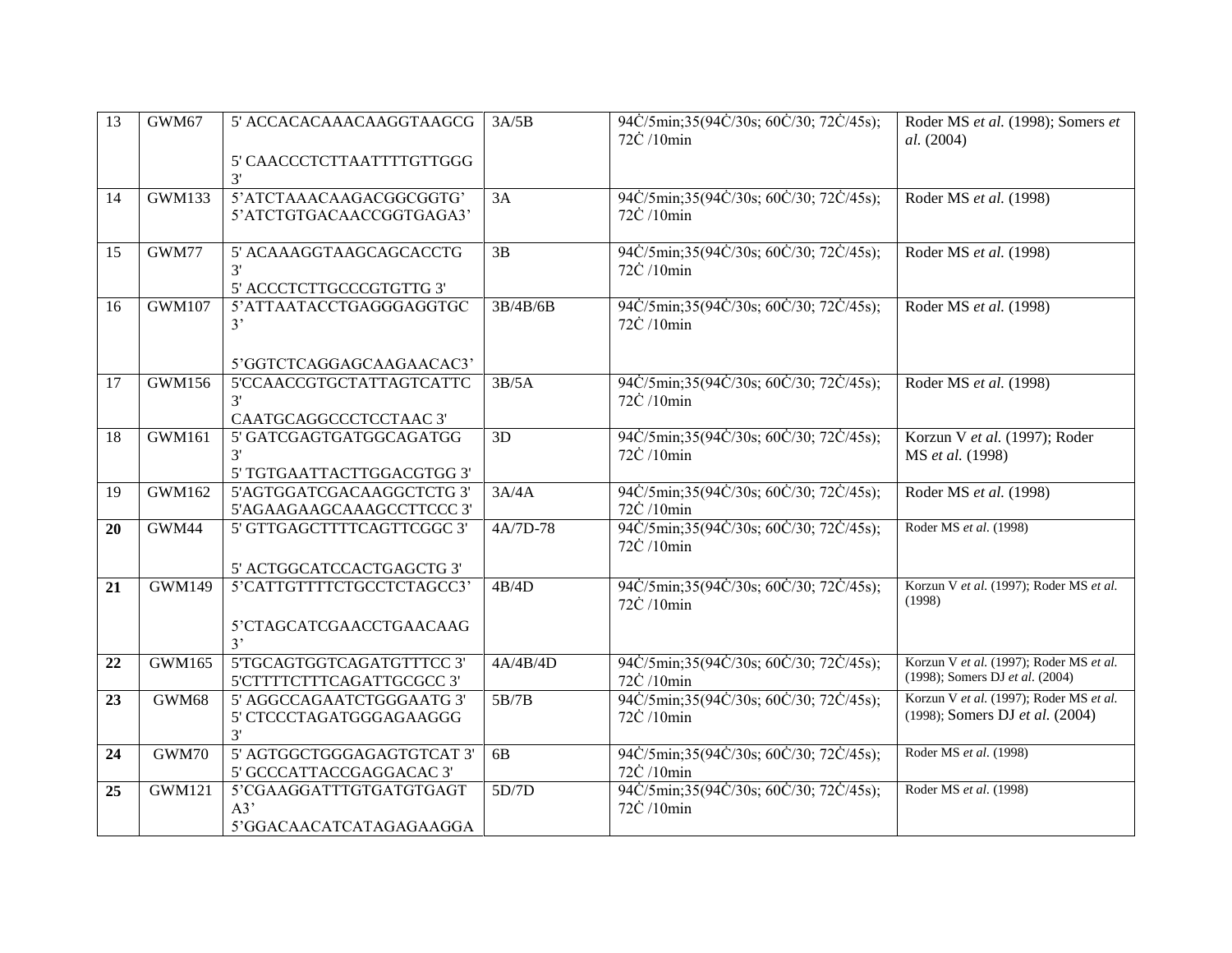| 13 | GWM67 | 5' ACCACACAAACAAGGTAAGCG 5' CAACCCTCTTAATTTTGTTGGG 3' | 3A/5B | 94Ċ/5min;35(94Ċ/30s; 60Ċ/30; 72Ċ/45s); 72Ċ /10min | Roder MS *et al.* (1998); Somers *et al.* (2004) |
|---|---|---|---|---|---|
| 14 | GWM133 | 5'ATCTAAACAAGACGGCGGTG' 5'ATCTGTGACAACCGGTGAGA3' | 3A | 94Ċ/5min;35(94Ċ/30s; 60Ċ/30; 72Ċ/45s); 72Ċ /10min | Roder MS *et al.* (1998) |
| 15 | GWM77 | 5' ACAAAGGTAAGCAGCACCTG 3' 5' ACCCTCTTGCCCGTGTTG 3' | 3B | 94Ċ/5min;35(94Ċ/30s; 60Ċ/30; 72Ċ/45s); 72Ċ /10min | Roder MS *et al.* (1998) |
| 16 | GWM107 | 5'ATTAATACCTGAGGGAGGTGC 3' 5'GGTCTCAGGAGCAAGAACAC3' | 3B/4B/6B | 94Ċ/5min;35(94Ċ/30s; 60Ċ/30; 72Ċ/45s); 72Ċ /10min | Roder MS *et al.* (1998) |
| 17 | GWM156 | 5'CCAACCGTGCTATTAGTCATTC 3' CAATGCAGGCCCTCCTAAC 3' | 3B/5A | 94Ċ/5min;35(94Ċ/30s; 60Ċ/30; 72Ċ/45s); 72Ċ /10min | Roder MS *et al.* (1998) |
| 18 | GWM161 | 5' GATCGAGTGATGGCAGATGG 3' 5' TGTGAATTACTTGGACGTGG 3' | 3D | 94Ċ/5min;35(94Ċ/30s; 60Ċ/30; 72Ċ/45s); 72Ċ /10min | Korzun V *et al.* (1997); Roder MS *et al.* (1998) |
| 19 | GWM162 | 5'AGTGGATCGACAAGGCTCTG 3' 5'AGAAGAAGCAAAGCCTTCCC 3' | 3A/4A | 94Ċ/5min;35(94Ċ/30s; 60Ċ/30; 72Ċ/45s); 72Ċ /10min | Roder MS *et al.* (1998) |
| **20** | GWM44 | 5' GTTGAGCTTTTCAGTTCGGC 3' 5' ACTGGCATCCACTGAGCTG 3' | 4A/7D-78 | 94Ċ/5min;35(94Ċ/30s; 60Ċ/30; 72Ċ/45s); 72Ċ /10min | Roder MS *et al.* (1998) |
| **21** | GWM149 | 5'CATTGTTTTCTGCCTCTAGCC3' 5'CTAGCATCGAACCTGAACAAG 3' | 4B/4D | 94Ċ/5min;35(94Ċ/30s; 60Ċ/30; 72Ċ/45s); 72Ċ /10min | Korzun V *et al.* (1997); Roder MS *et al.* (1998) |
| **22** | GWM165 | 5'TGCAGTGGTCAGATGTTTCC 3' 5'CTTTTCTTTCAGATTGCGCC 3' | 4A/4B/4D | 94Ċ/5min;35(94Ċ/30s; 60Ċ/30; 72Ċ/45s); 72Ċ /10min | Korzun V *et al.* (1997); Roder MS *et al.* (1998); Somers DJ *et al.* (2004) |
| **23** | GWM68 | 5' AGGCCAGAATCTGGGAATG 3' 5' CTCCCTAGATGGGAGAAGGG 3' | 5B/7B | 94Ċ/5min;35(94Ċ/30s; 60Ċ/30; 72Ċ/45s); 72Ċ /10min | Korzun V *et al.* (1997); Roder MS *et al.* (1998); Somers DJ *et al.* (2004) |
| **24** | GWM70 | 5' AGTGGCTGGGAGAGTGTCAT 3' 5' GCCCATTACCGAGGACAC 3' | 6B | 94Ċ/5min;35(94Ċ/30s; 60Ċ/30; 72Ċ/45s); 72Ċ /10min | Roder MS *et al.* (1998) |
| **25** | GWM121 | 5'CGAAGGATTTGTGATGTGAGT A3' 5'GGACAACATCATAGAGAAGGA | 5D/7D | 94Ċ/5min;35(94Ċ/30s; 60Ċ/30; 72Ċ/45s); 72Ċ /10min | Roder MS *et al.* (1998) |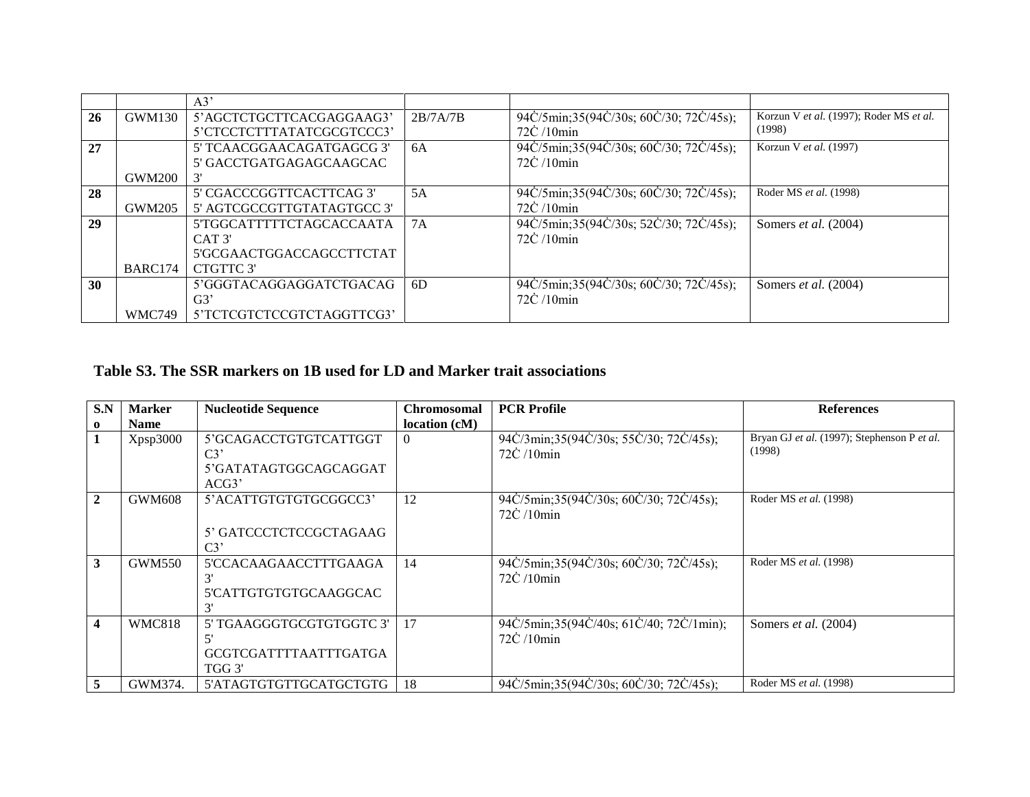| | | A3’ | | | |
|---|---|---|---|---|---|
| 26 | GWM130 | 5’AGCTCTGCTTCACGAGGAAG3’ 5’CTCCTCTTTATATCGCGTCCC3’ | 2B/7A/7B | 94Ċ/5min;35(94Ċ/30s; 60Ċ/30; 72Ċ/45s); 72Ċ /10min | Korzun V *et al.* (1997); Roder MS *et al.* (1998) |
| 27 | GWM200 | 5' TCAACGGAACAGATGAGCG 3' 5' GACCTGATGAGAGCAAGCAC 3' | 6A | 94Ċ/5min;35(94Ċ/30s; 60Ċ/30; 72Ċ/45s); 72Ċ /10min | Korzun V *et al.* (1997) |
| 28 | GWM205 | 5' CGACCCGGTTCACTTCAG 3' 5' AGTCGCCGTTGTATAGTGCC 3' | 5A | 94Ċ/5min;35(94Ċ/30s; 60Ċ/30; 72Ċ/45s); 72Ċ /10min | Roder MS *et al.* (1998) |
| 29 | BARC174 | 5'TGGCATTTTTCTAGCACCAATA CAT 3' 5'GCGAACTGGACCAGCCTTCTAT CTGTTC 3' | 7A | 94Ċ/5min;35(94Ċ/30s; 52Ċ/30; 72Ċ/45s); 72Ċ /10min | Somers *et al.* (2004) |
| 30 | WMC749 | 5’GGGTACAGGAGGATCTGACAG G3’ 5’TCTCGTCTCCGTCTAGGTTCG3’ | 6D | 94Ċ/5min;35(94Ċ/30s; 60Ċ/30; 72Ċ/45s); 72Ċ /10min | Somers *et al.* (2004) |

## Table S3. The SSR markers on 1B used for LD and Marker trait associations

| S.No | Marker Name | Nucleotide Sequence | Chromosomal location (cM) | PCR Profile | References |
|---|---|---|---|---|---|
| 1 | Xpsp3000 | 5’GCAGACCTGTGTCATTGGT C3’ 5’GATATAGTGGCAGCAGGAT ACG3’ | 0 | 94Ċ/3min;35(94Ċ/30s; 55Ċ/30; 72Ċ/45s); 72Ċ /10min | Bryan GJ *et al.* (1997); Stephenson P *et al.* (1998) |
| 2 | GWM608 | 5’ACATTGTGTGTGCGGCC3’ 5’ GATCCCTCTCCGCTAGAAG C3’ | 12 | 94Ċ/5min;35(94Ċ/30s; 60Ċ/30; 72Ċ/45s); 72Ċ /10min | Roder MS *et al.* (1998) |
| 3 | GWM550 | 5'CCACAAGAACCTTTGAAGA 3' 5'CATTGTGTGTGCAAGGCAC 3' | 14 | 94Ċ/5min;35(94Ċ/30s; 60Ċ/30; 72Ċ/45s); 72Ċ /10min | Roder MS *et al.* (1998) |
| 4 | WMC818 | 5' TGAAGGGTGCGTGTGGTC 3' 5' GCGTCGATTTTAATTTGATGA TGG 3' | 17 | 94Ċ/5min;35(94Ċ/40s; 61Ċ/40; 72Ċ/1min); 72Ċ /10min | Somers *et al.* (2004) |
| 5 | GWM374. | 5'ATAGTGTGTTGCATGCTGTG | 18 | 94Ċ/5min;35(94Ċ/30s; 60Ċ/30; 72Ċ/45s); | Roder MS *et al.* (1998) |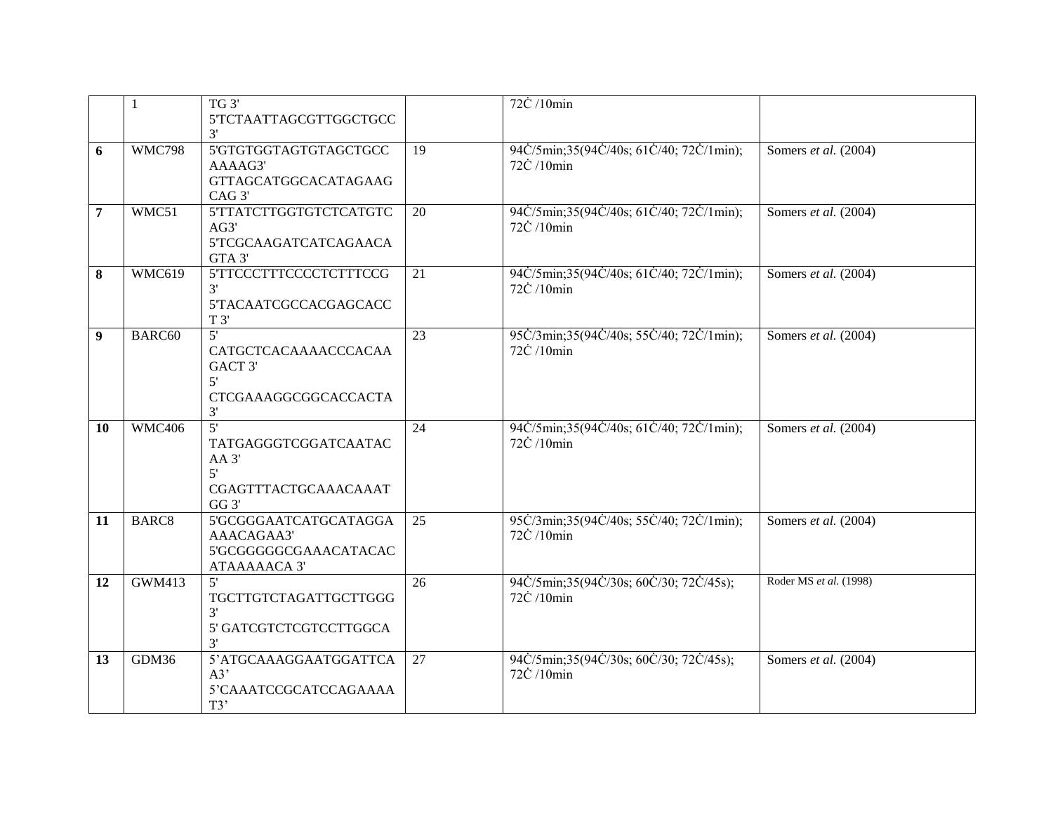|  |  |  |  |  |  |
|---|---|---|---|---|---|
|  | 1 | TG 3' 5'TCTAATTAGCGTTGGCTGCC 3' |  | 72Ċ /10min |  |
| **6** | WMC798 | 5'GTGTGGTAGTGTAGCTGCC AAAAG3' GTTAGCATGGCACATAGAAG CAG 3' | 19 | 94Ċ/5min;35(94Ċ/40s; 61Ċ/40; 72Ċ/1min); 72Ċ /10min | Somers *et al.* (2004) |
| **7** | WMC51 | 5'TTATCTTGGTGTCTCATGTC AG3' 5'TCGCAAGATCATCAGAACA GTA 3' | 20 | 94Ċ/5min;35(94Ċ/40s; 61Ċ/40; 72Ċ/1min); 72Ċ /10min | Somers *et al.* (2004) |
| **8** | WMC619 | 5'TTCCCTTTCCCCTCTTTCCG 3' 5'TACAATCGCCACGAGCACC T 3' | 21 | 94Ċ/5min;35(94Ċ/40s; 61Ċ/40; 72Ċ/1min); 72Ċ /10min | Somers *et al.* (2004) |
| **9** | BARC60 | 5' CATGCTCACAAAACCCACAA GACT 3' 5' CTCGAAAGGCGGCACCACTA 3' | 23 | 95Ċ/3min;35(94Ċ/40s; 55Ċ/40; 72Ċ/1min); 72Ċ /10min | Somers *et al.* (2004) |
| **10** | WMC406 | 5' TATGAGGGTCGGATCAATAC AA 3' 5' CGAGTTTACTGCAAACAAAT GG 3' | 24 | 94Ċ/5min;35(94Ċ/40s; 61Ċ/40; 72Ċ/1min); 72Ċ /10min | Somers *et al.* (2004) |
| **11** | BARC8 | 5'GCGGGAATCATGCATAGGA AAACAGAA3' 5'GCGGGGGCGAAACATACAC ATAAAAACA 3' | 25 | 95Ċ/3min;35(94Ċ/40s; 55Ċ/40; 72Ċ/1min); 72Ċ /10min | Somers *et al.* (2004) |
| **12** | GWM413 | 5' TGCTTGTCTAGATTGCTTGGG 3' 5' GATCGTCTCGTCCTTGGCA 3' | 26 | 94Ċ/5min;35(94Ċ/30s; 60Ċ/30; 72Ċ/45s); 72Ċ /10min | Roder MS *et al.* (1998) |
| **13** | GDM36 | 5'ATGCAAAGGAATGGATTCA A3' 5'CAAATCCGCATCCAGAAAA T3' | 27 | 94Ċ/5min;35(94Ċ/30s; 60Ċ/30; 72Ċ/45s); 72Ċ /10min | Somers *et al.* (2004) |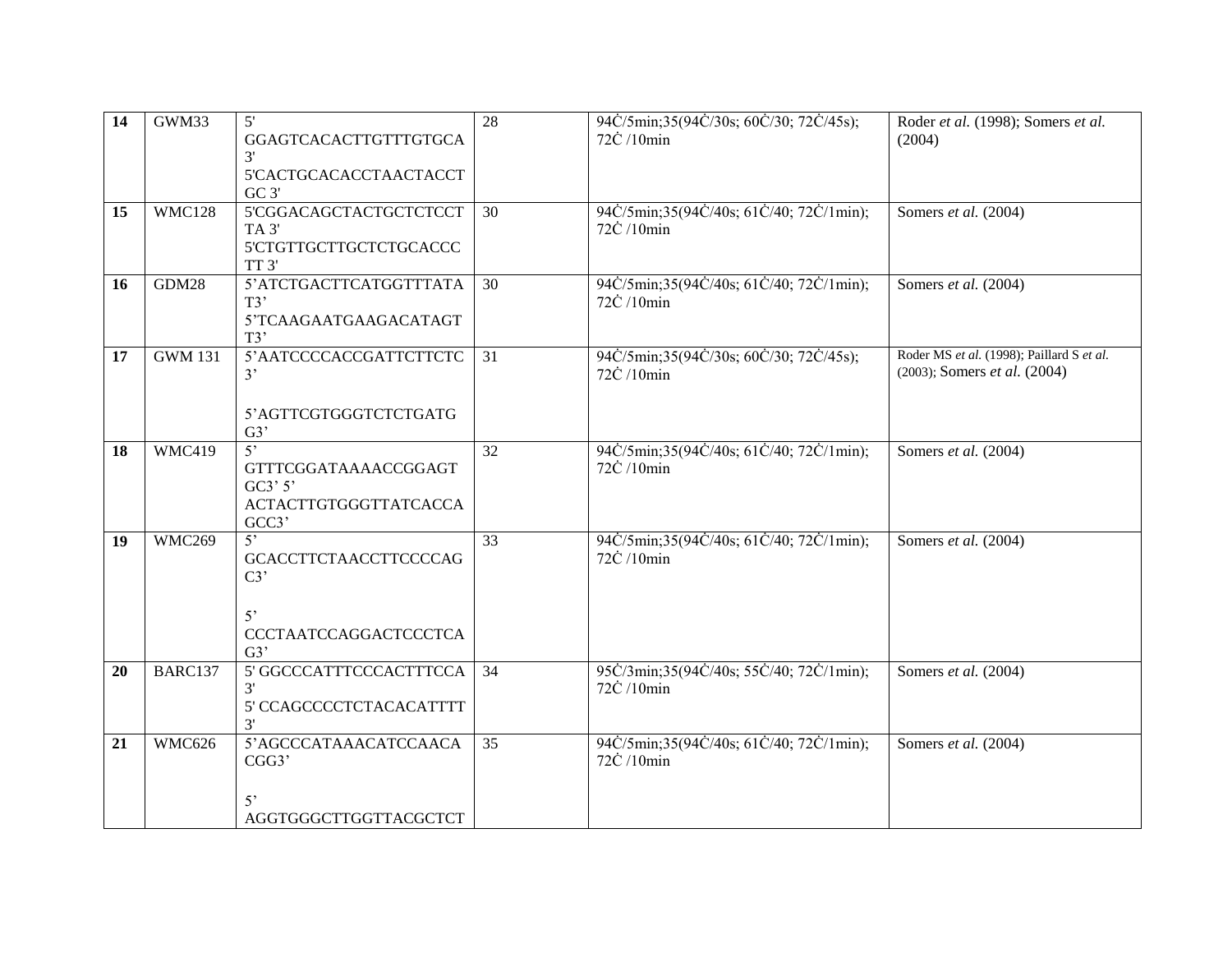| 14 | GWM33 | 5' GGAGTCACACTTGTTTGTGCA 3' 5'CACTGCACACCTAACTACCT GC 3' | 28 | 94Ċ/5min;35(94Ċ/30s; 60Ċ/30; 72Ċ/45s); 72Ċ /10min | Roder *et al.* (1998); Somers *et al.* (2004) |
|---|---|---|---|---|---|
| 15 | WMC128 | 5'CGGACAGCTACTGCTCTCCT TA 3' 5'CTGTTGCTTGCTCTGCACCC TT 3' | 30 | 94Ċ/5min;35(94Ċ/40s; 61Ċ/40; 72Ċ/1min); 72Ċ /10min | Somers *et al.* (2004) |
| 16 | GDM28 | 5'ATCTGACTTCATGGTTTATA T3' 5'TCAAGAATGAAGACATAGT T3' | 30 | 94Ċ/5min;35(94Ċ/40s; 61Ċ/40; 72Ċ/1min); 72Ċ /10min | Somers *et al.* (2004) |
| 17 | GWM 131 | 5'AATCCCCACCGATTCTTCTC 3' 5'AGTTCGTGGGTCTCTGATG G3' | 31 | 94Ċ/5min;35(94Ċ/30s; 60Ċ/30; 72Ċ/45s); 72Ċ /10min | Roder MS *et al.* (1998); Paillard S *et al.* (2003); Somers *et al.* (2004) |
| 18 | WMC419 | 5' GTTTCGGATAAAACCGGAGT GC3' 5' ACTACTTGTGGGTTATCACCA GCC3' | 32 | 94Ċ/5min;35(94Ċ/40s; 61Ċ/40; 72Ċ/1min); 72Ċ /10min | Somers *et al.* (2004) |
| 19 | WMC269 | 5' GCACCTTCTAACCTTCCCCAG C3' 5' CCCTAATCCAGGACTCCCTCA G3' | 33 | 94Ċ/5min;35(94Ċ/40s; 61Ċ/40; 72Ċ/1min); 72Ċ /10min | Somers *et al.* (2004) |
| 20 | BARC137 | 5' GGCCCATTTCCCACTTTCCA 3' 5' CCAGCCCCTCTACACATTTT 3' | 34 | 95Ċ/3min;35(94Ċ/40s; 55Ċ/40; 72Ċ/1min); 72Ċ /10min | Somers *et al.* (2004) |
| 21 | WMC626 | 5'AGCCCATAAACATCCAACA CGG3' 5' AGGTGGGCTTGGTTACGCTCT | 35 | 94Ċ/5min;35(94Ċ/40s; 61Ċ/40; 72Ċ/1min); 72Ċ /10min | Somers *et al.* (2004) |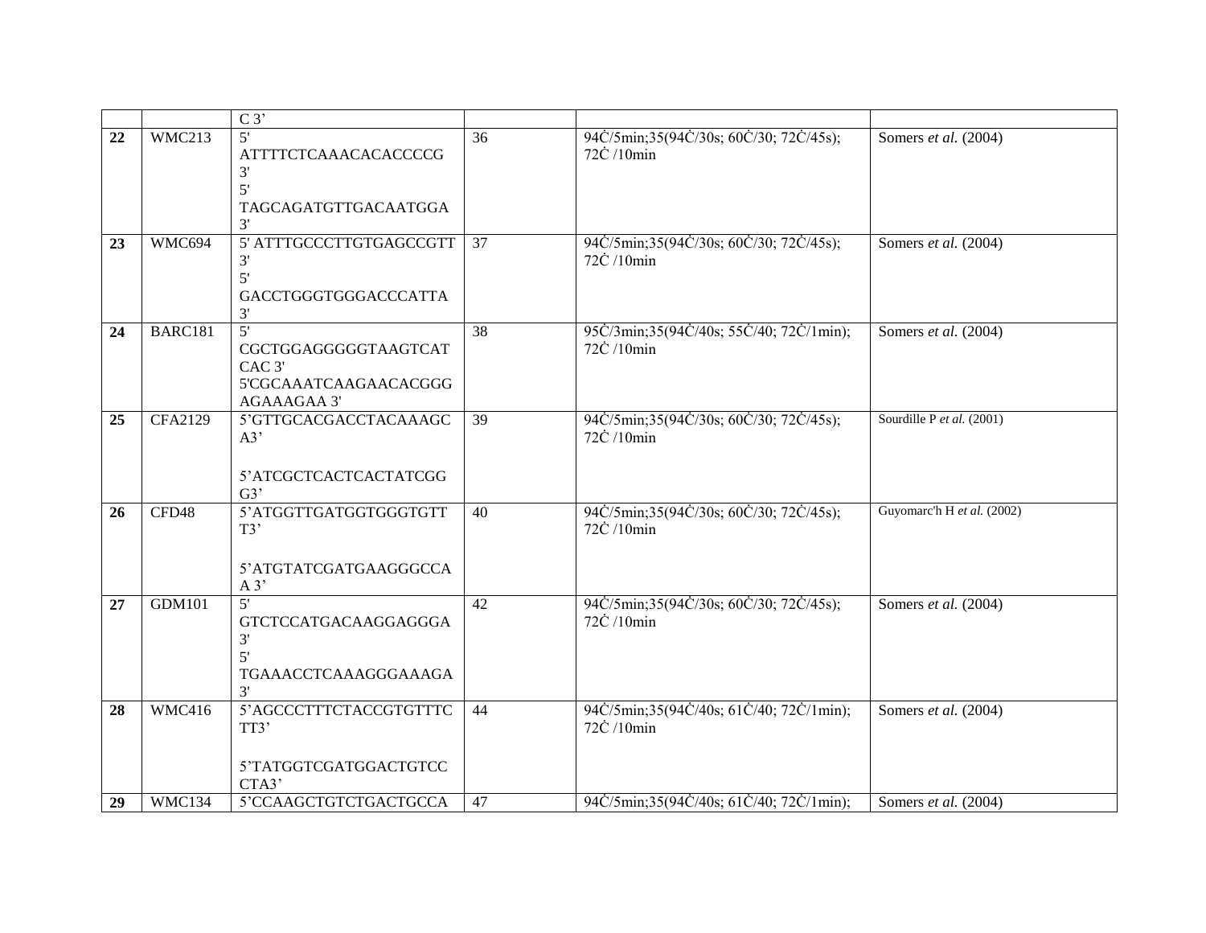| | | | | | |
|---|---|---|---|---|---|
| | | C 3’ | | | |
| **22** | WMC213 | 5' ATTTTCTCAAACACACCCCG 3' 5' TAGCAGATGTTGACAATGGA 3' | 36 | 94Ċ/5min;35(94Ċ/30s; 60Ċ/30; 72Ċ/45s); 72Ċ /10min | Somers *et al.* (2004) |
| **23** | WMC694 | 5' ATTTGCCCTTGTGAGCCGTT 3' 5' GACCTGGGTGGGACCCATTA 3' | 37 | 94Ċ/5min;35(94Ċ/30s; 60Ċ/30; 72Ċ/45s); 72Ċ /10min | Somers *et al.* (2004) |
| **24** | BARC181 | 5' CGCTGGAGGGGGTAAGTCAT CAC 3' 5'CGCAAATCAAGAACACGGG AGAAAGAA 3' | 38 | 95Ċ/3min;35(94Ċ/40s; 55Ċ/40; 72Ċ/1min); 72Ċ /10min | Somers *et al.* (2004) |
| **25** | CFA2129 | 5’GTTGCACGACCTACAAAGC A3’ 5’ATCGCTCACTCACTATCGG G3’ | 39 | 94Ċ/5min;35(94Ċ/30s; 60Ċ/30; 72Ċ/45s); 72Ċ /10min | Sourdille P *et al.* (2001) |
| **26** | CFD48 | 5’ATGGTTGATGGTGGGTGTT T3’ 5’ATGTATCGATGAAGGGCCA A 3’ | 40 | 94Ċ/5min;35(94Ċ/30s; 60Ċ/30; 72Ċ/45s); 72Ċ /10min | Guyomarc'h H *et al.* (2002) |
| **27** | GDM101 | 5' GTCTCCATGACAAGGAGGGA 3' 5' TGAAACCTCAAAGGGAAAGA 3' | 42 | 94Ċ/5min;35(94Ċ/30s; 60Ċ/30; 72Ċ/45s); 72Ċ /10min | Somers *et al.* (2004) |
| **28** | WMC416 | 5’AGCCCTTTCTACCGTGTTTC TT3’ 5’TATGGTCGATGGACTGTCC CTA3’ | 44 | 94Ċ/5min;35(94Ċ/40s; 61Ċ/40; 72Ċ/1min); 72Ċ /10min | Somers *et al.* (2004) |
| **29** | WMC134 | 5’CCAAGCTGTCTGACTGCCA | 47 | 94Ċ/5min;35(94Ċ/40s; 61Ċ/40; 72Ċ/1min); | Somers *et al.* (2004) |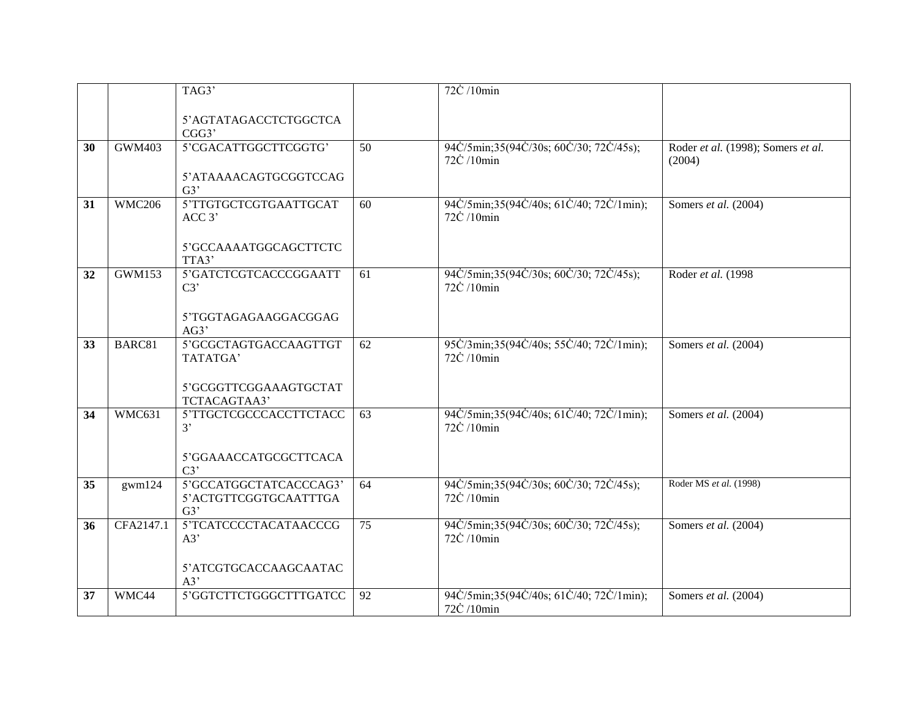| | | | | | |
|---|---|---|---|---|---|
| | | TAG3'<br><br>5'AGTATAGACCTCTGGCTCACGG3' | | 72Ċ /10min | |
| **30** | GWM403 | 5'CGACATTGGCTTCGGTG'<br><br>5'ATAAAACAGTGCGGTCCAGG3' | 50 | 94Ċ/5min;35(94Ċ/30s; 60Ċ/30; 72Ċ/45s); 72Ċ /10min | Roder *et al.* (1998); Somers *et al.* (2004) |
| **31** | WMC206 | 5'TTGTGCTCGTGAATTGCATACC 3'<br><br>5'GCCAAAATGGCAGCTTCTCTTA3' | 60 | 94Ċ/5min;35(94Ċ/40s; 61Ċ/40; 72Ċ/1min); 72Ċ /10min | Somers *et al.* (2004) |
| **32** | GWM153 | 5'GATCTCGTCACCCGGAATTC3'<br><br>5'TGGTAGAGAAGGACGGAGAG3' | 61 | 94Ċ/5min;35(94Ċ/30s; 60Ċ/30; 72Ċ/45s); 72Ċ /10min | Roder *et al.* (1998 |
| **33** | BARC81 | 5'GCGCTAGTGACCAAGTTGTTATATGA'<br><br>5'GCGGTTCGGAAAGTGCTATTCTACAGTAA3' | 62 | 95Ċ/3min;35(94Ċ/40s; 55Ċ/40; 72Ċ/1min); 72Ċ /10min | Somers *et al.* (2004) |
| **34** | WMC631 | 5'TTGCTCGCCCACCTTCTACC 3'<br><br>5'GGAAACCATGCGCTTCACAC3' | 63 | 94Ċ/5min;35(94Ċ/40s; 61Ċ/40; 72Ċ/1min); 72Ċ /10min | Somers *et al.* (2004) |
| **35** | gwm124 | 5'GCCATGGCTATCACCCAG3'<br>5'ACTGTTCGGTGCAATTTGAG3' | 64 | 94Ċ/5min;35(94Ċ/30s; 60Ċ/30; 72Ċ/45s); 72Ċ /10min | Roder MS *et al.* (1998) |
| **36** | CFA2147.1 | 5'TCATCCCCTACATAACCCGA3'<br><br>5'ATCGTGCACCAAGCAATACA3' | 75 | 94Ċ/5min;35(94Ċ/30s; 60Ċ/30; 72Ċ/45s); 72Ċ /10min | Somers *et al.* (2004) |
| **37** | WMC44 | 5'GGTCTTCTGGGCTTTGATCC | 92 | 94Ċ/5min;35(94Ċ/40s; 61Ċ/40; 72Ċ/1min); 72Ċ /10min | Somers *et al.* (2004) |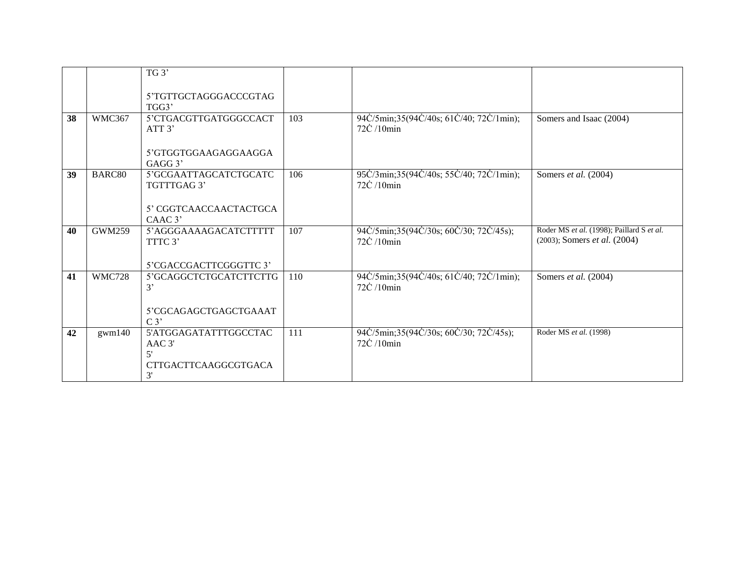| | | | | | |
|---|---|---|---|---|---|
| | | TG 3’<br><br>5’TGTTGCTAGGGACCCGTAGTGG3’ | | | |
| **38** | WMC367 | 5’CTGACGTTGATGGGCCACTATT 3’<br><br>5’GTGGTGGAAGAGGAAGGAGAGG 3’ | 103 | 94Ċ/5min;35(94Ċ/40s; 61Ċ/40; 72Ċ/1min); 72Ċ /10min | Somers and Isaac (2004) |
| **39** | BARC80 | 5’GCGAATTAGCATCTGCATCTGTTTGAG 3’<br><br>5’ CGGTCAACCAACTACTGCACAAC 3’ | 106 | 95Ċ/3min;35(94Ċ/40s; 55Ċ/40; 72Ċ/1min); 72Ċ /10min | Somers *et al.* (2004) |
| **40** | GWM259 | 5’AGGGAAAAGACATCTTTTTTTC 3’<br><br>5’CGACCGACTTCGGGTTC 3’ | 107 | 94Ċ/5min;35(94Ċ/30s; 60Ċ/30; 72Ċ/45s); 72Ċ /10min | Roder MS *et al.* (1998); Paillard S *et al.* (2003); Somers *et al.* (2004) |
| **41** | WMC728 | 5’GCAGGCTCTGCATCTTCTTG 3’<br><br>5’CGCAGAGCTGAGCTGAAATC 3’ | 110 | 94Ċ/5min;35(94Ċ/40s; 61Ċ/40; 72Ċ/1min); 72Ċ /10min | Somers *et al.* (2004) |
| **42** | gwm140 | 5'ATGGAGATATTTGGCCTACAAC 3'<br>5' CTTGACTTCAAGGCGTGACA 3' | 111 | 94Ċ/5min;35(94Ċ/30s; 60Ċ/30; 72Ċ/45s); 72Ċ /10min | Roder MS *et al.* (1998) |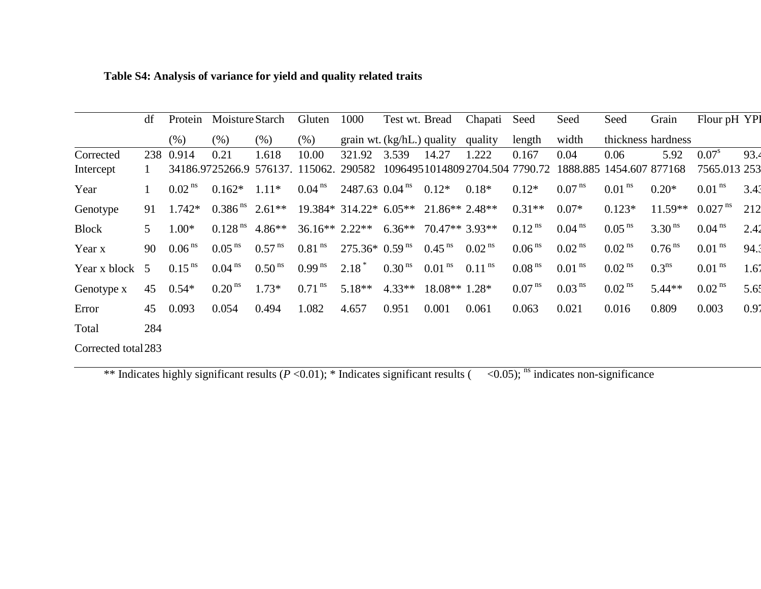**Table S4: Analysis of variance for yield and quality related traits**

| | df | Protein (%) | Moisture (%) | Starch (%) | Gluten (%) | 1000 grain wt. | Test wt. (kg/hL.) | Bread quality | Chapati quality | Seed length | Seed width | Seed thickness | Grain hardness | Flour pH | YP |
|---|---|---|---|---|---|---|---|---|---|---|---|---|---|---|---|
| Corrected | 238 | 0.914 | 0.21 | 1.618 | 10.00 | 321.92 | 3.539 | 14.27 | 1.222 | 0.167 | 0.04 | 0.06 | 5.92 | 0.07$^{s}$ | 93.4 |
| Intercept | 1 | 34186.97 | 25266.9 | 576137. | 115062. | 290582 | 1096495 | 1014809 | 2704.504 | 7790.72 | 1888.885 | 1454.607 | 877168 | 7565.013 | 253 |
| Year | 1 | 0.02$^{ns}$ | 0.162* | 1.11* | 0.04$^{ns}$ | 2487.63 | 0.04$^{ns}$ | 0.12* | 0.18* | 0.12* | 0.07$^{ns}$ | 0.01$^{ns}$ | 0.20* | 0.01$^{ns}$ | 3.43 |
| Genotype | 91 | 1.742* | 0.386$^{ns}$ | 2.61** | 19.384* | 314.22* | 6.05** | 21.86** | 2.48** | 0.31** | 0.07* | 0.123* | 11.59** | 0.027$^{ns}$ | 212 |
| Block | 5 | 1.00* | 0.128$^{ns}$ | 4.86** | 36.16** | 2.22** | 6.36** | 70.47** | 3.93** | 0.12$^{ns}$ | 0.04$^{ns}$ | 0.05$^{ns}$ | 3.30$^{ns}$ | 0.04$^{ns}$ | 2.42 |
| Year x | 90 | 0.06$^{ns}$ | 0.05$^{ns}$ | 0.57$^{ns}$ | 0.81$^{ns}$ | 275.36* | 0.59$^{ns}$ | 0.45$^{ns}$ | 0.02$^{ns}$ | 0.06$^{ns}$ | 0.02$^{ns}$ | 0.02$^{ns}$ | 0.76$^{ns}$ | 0.01$^{ns}$ | 94.3 |
| Year x block | 5 | 0.15$^{ns}$ | 0.04$^{ns}$ | 0.50$^{ns}$ | 0.99$^{ns}$ | 2.18$^{*}$ | 0.30$^{ns}$ | 0.01$^{ns}$ | 0.11$^{ns}$ | 0.08$^{ns}$ | 0.01$^{ns}$ | 0.02$^{ns}$ | 0.3$^{ns}$ | 0.01$^{ns}$ | 1.67 |
| Genotype x | 45 | 0.54* | 0.20$^{ns}$ | 1.73* | 0.71$^{ns}$ | 5.18** | 4.33** | 18.08** | 1.28* | 0.07$^{ns}$ | 0.03$^{ns}$ | 0.02$^{ns}$ | 5.44** | 0.02$^{ns}$ | 5.65 |
| Error | 45 | 0.093 | 0.054 | 0.494 | 1.082 | 4.657 | 0.951 | 0.001 | 0.061 | 0.063 | 0.021 | 0.016 | 0.809 | 0.003 | 0.97 |
| Total | 284 | | | | | | | | | | | | | | |
| Corrected total | 283 | | | | | | | | | | | | | | |

** Indicates highly significant results ($P$ <0.01); * Indicates significant results ( <0.05); $^{ns}$ indicates non-significance